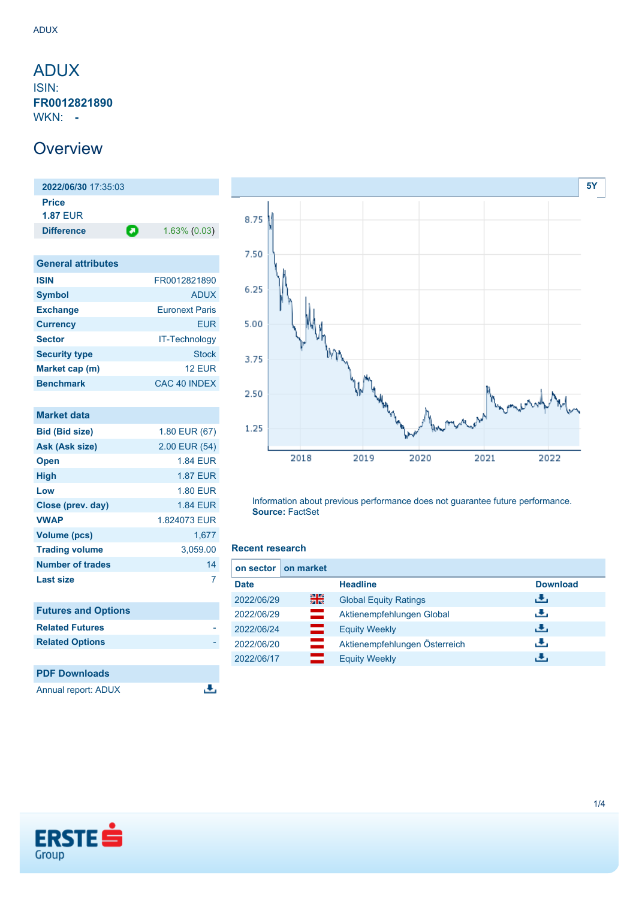# ADUX

ISIN: **FR0012821890**

WKN: **-**

## Overview

| **2022/06/30** 17:35:03 | |
|---|---|
| **Price** | |
| **1.87** EUR | |
| **Difference** | 1.63% (0.03) |

| General attributes | |
|---|---|
| **ISIN** | FR0012821890 |
| **Symbol** | ADUX |
| **Exchange** | Euronext Paris |
| **Currency** | EUR |
| **Sector** | IT-Technology |
| **Security type** | Stock |
| **Market cap (m)** | 12 EUR |
| **Benchmark** | CAC 40 INDEX |

| Market data | |
|---|---|
| **Bid (Bid size)** | 1.80 EUR (67) |
| **Ask (Ask size)** | 2.00 EUR (54) |
| **Open** | 1.84 EUR |
| **High** | 1.87 EUR |
| **Low** | 1.80 EUR |
| **Close (prev. day)** | 1.84 EUR |
| **VWAP** | 1.824073 EUR |
| **Volume (pcs)** | 1,677 |
| **Trading volume** | 3,059.00 |
| **Number of trades** | 14 |
| **Last size** | 7 |

| Futures and Options | |
|---|---|
| **Related Futures** | - |
| **Related Options** | - |

| PDF Downloads |
|---|
| Annual report: ADUX |

5Y

Information about previous performance does not guarantee future performance.
**Source:** FactSet

### Recent research

on sector | on market

| Date | Headline | Download |
|---|---|---|
| 2022/06/29 | Global Equity Ratings | |
| 2022/06/29 | Aktienempfehlungen Global | |
| 2022/06/24 | Equity Weekly | |
| 2022/06/20 | Aktienempfehlungen Österreich | |
| 2022/06/17 | Equity Weekly | |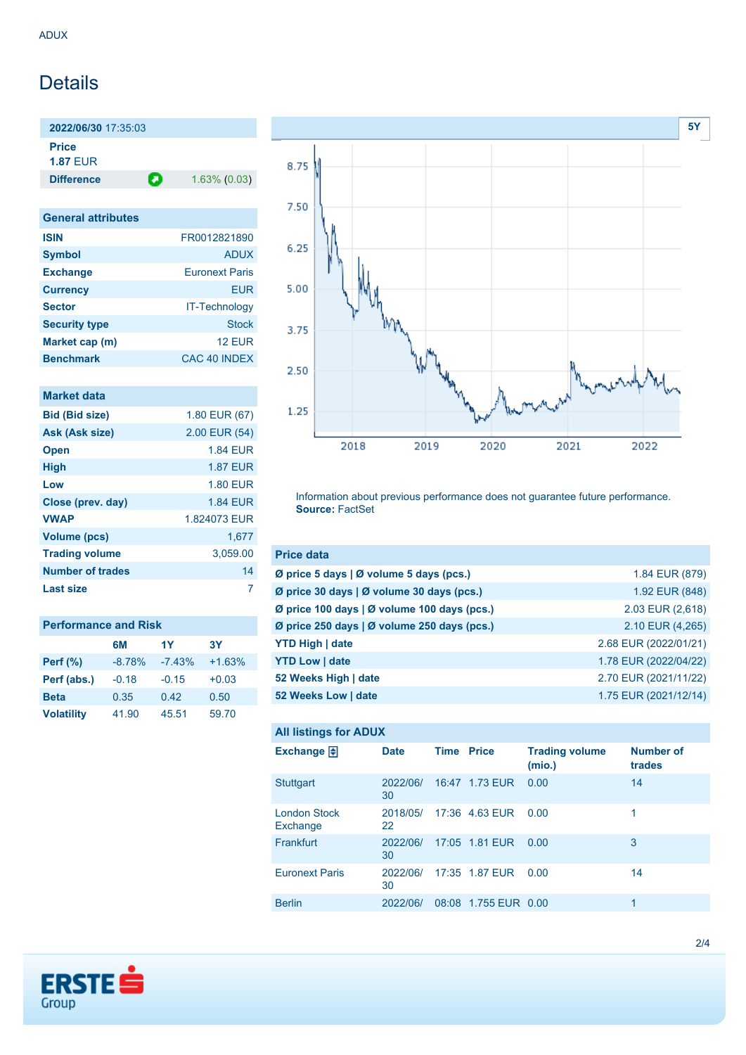# Details

| 2022/06/30 17:35:03 | |
|---|---|
| **Price** | |
| **1.87** EUR | |
| **Difference** | 1.63% (0.03) |

| General attributes | |
|---|---|
| **ISIN** | FR0012821890 |
| **Symbol** | ADUX |
| **Exchange** | Euronext Paris |
| **Currency** | EUR |
| **Sector** | IT-Technology |
| **Security type** | Stock |
| **Market cap (m)** | 12 EUR |
| **Benchmark** | CAC 40 INDEX |

| Market data | |
|---|---|
| **Bid (Bid size)** | 1.80 EUR (67) |
| **Ask (Ask size)** | 2.00 EUR (54) |
| **Open** | 1.84 EUR |
| **High** | 1.87 EUR |
| **Low** | 1.80 EUR |
| **Close (prev. day)** | 1.84 EUR |
| **VWAP** | 1.824073 EUR |
| **Volume (pcs)** | 1,677 |
| **Trading volume** | 3,059.00 |
| **Number of trades** | 14 |
| **Last size** | 7 |

| Performance and Risk | 6M | 1Y | 3Y |
|---|---|---|---|
| **Perf (%)** | -8.78% | -7.43% | +1.63% |
| **Perf (abs.)** | -0.18 | -0.15 | +0.03 |
| **Beta** | 0.35 | 0.42 | 0.50 |
| **Volatility** | 41.90 | 45.51 | 59.70 |

Information about previous performance does not guarantee future performance.
**Source:** FactSet

| Price data | |
|---|---|
| **Ø price 5 days \| Ø volume 5 days (pcs.)** | 1.84 EUR (879) |
| **Ø price 30 days \| Ø volume 30 days (pcs.)** | 1.92 EUR (848) |
| **Ø price 100 days \| Ø volume 100 days (pcs.)** | 2.03 EUR (2,618) |
| **Ø price 250 days \| Ø volume 250 days (pcs.)** | 2.10 EUR (4,265) |
| **YTD High \| date** | 2.68 EUR (2022/01/21) |
| **YTD Low \| date** | 1.78 EUR (2022/04/22) |
| **52 Weeks High \| date** | 2.70 EUR (2021/11/22) |
| **52 Weeks Low \| date** | 1.75 EUR (2021/12/14) |

**All listings for ADUX**

| Exchange | Date | Time | Price | Trading volume (mio.) | Number of trades |
|---|---|---|---|---|---|
| Stuttgart | 2022/06/30 | 16:47 | 1.73 EUR | 0.00 | 14 |
| London Stock Exchange | 2018/05/22 | 17:36 | 4.63 EUR | 0.00 | 1 |
| Frankfurt | 2022/06/30 | 17:05 | 1.81 EUR | 0.00 | 3 |
| Euronext Paris | 2022/06/30 | 17:35 | 1.87 EUR | 0.00 | 14 |
| Berlin | 2022/06/ | 08:08 | 1.755 EUR | 0.00 | 1 |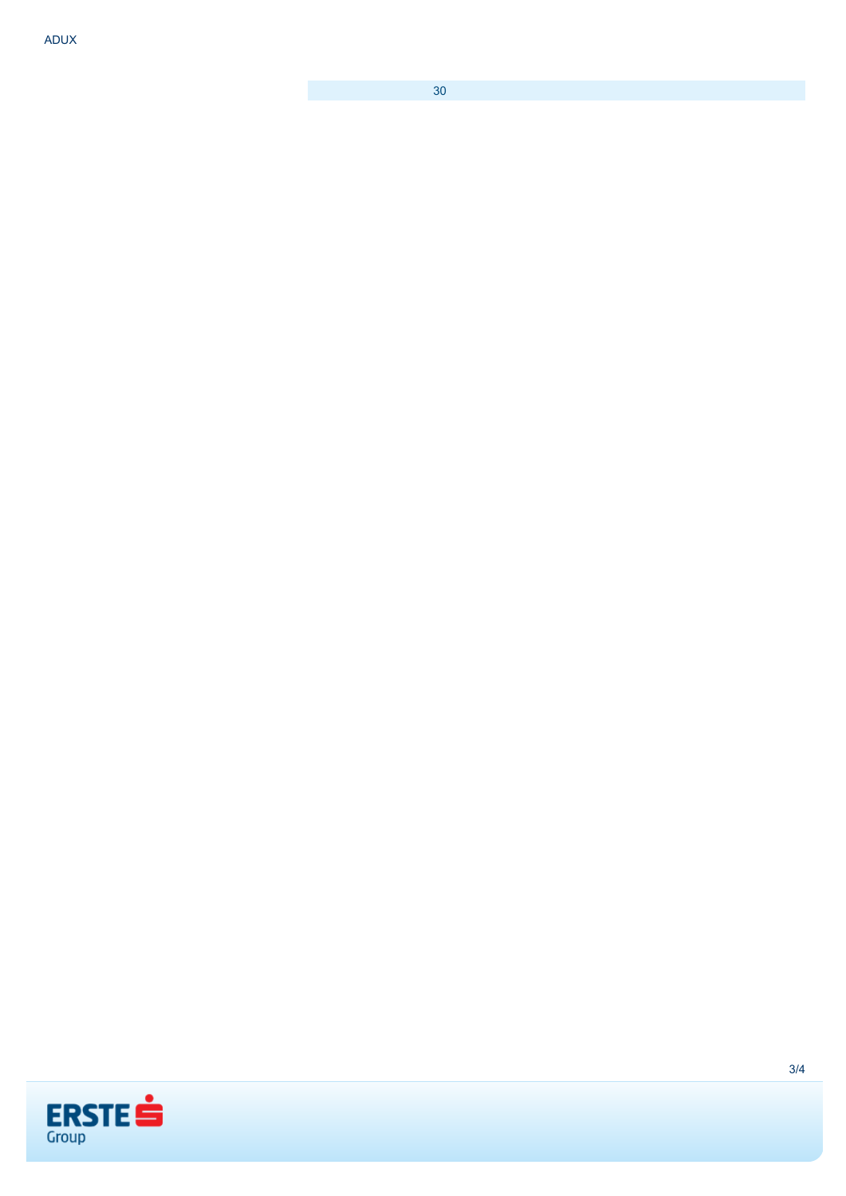30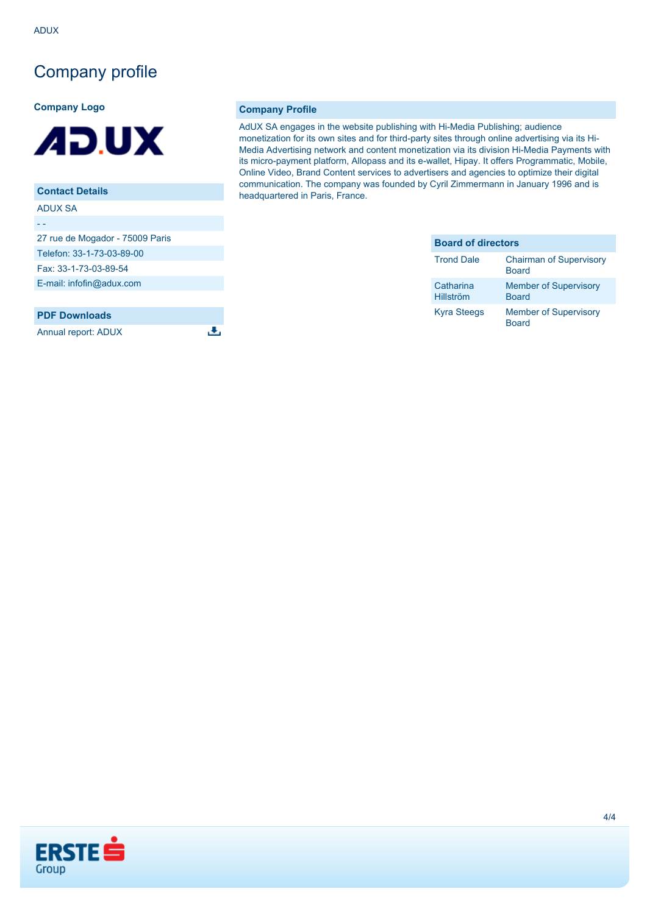# Company profile

**Company Logo**

## Contact Details

ADUX SA

- -

27 rue de Mogador - 75009 Paris

Telefon: 33-1-73-03-89-00

Fax: 33-1-73-03-89-54

E-mail: infofin@adux.com

## PDF Downloads

Annual report: ADUX

## Company Profile

AdUX SA engages in the website publishing with Hi-Media Publishing; audience monetization for its own sites and for third-party sites through online advertising via its Hi-Media Advertising network and content monetization via its division Hi-Media Payments with its micro-payment platform, Allopass and its e-wallet, Hipay. It offers Programmatic, Mobile, Online Video, Brand Content services to advertisers and agencies to optimize their digital communication. The company was founded by Cyril Zimmermann in January 1996 and is headquartered in Paris, France.

## Board of directors

| | |
|---|---|
| Trond Dale | Chairman of Supervisory Board |
| Catharina Hillström | Member of Supervisory Board |
| Kyra Steegs | Member of Supervisory Board |